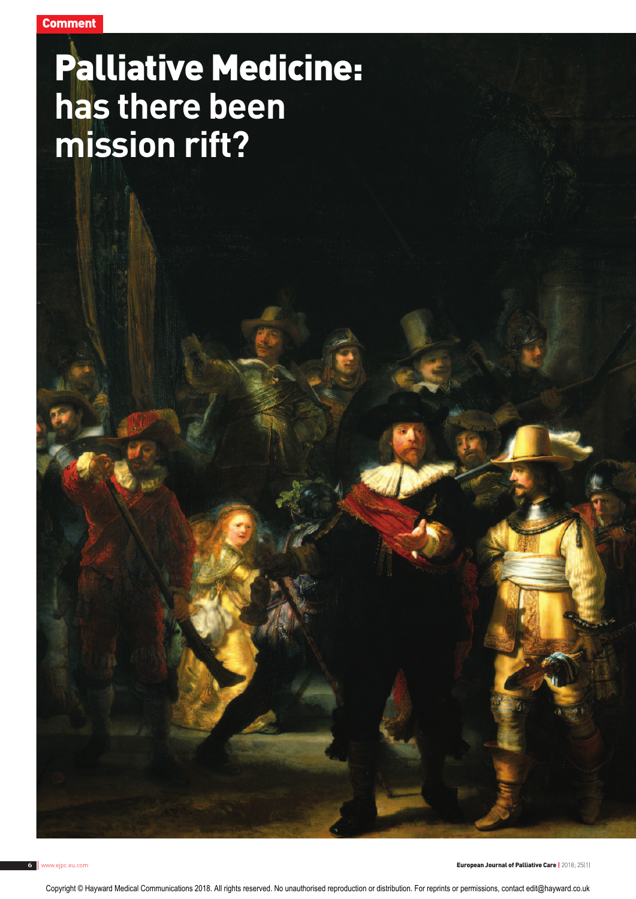Comment

# Palliative Medicine: has there been mission rift?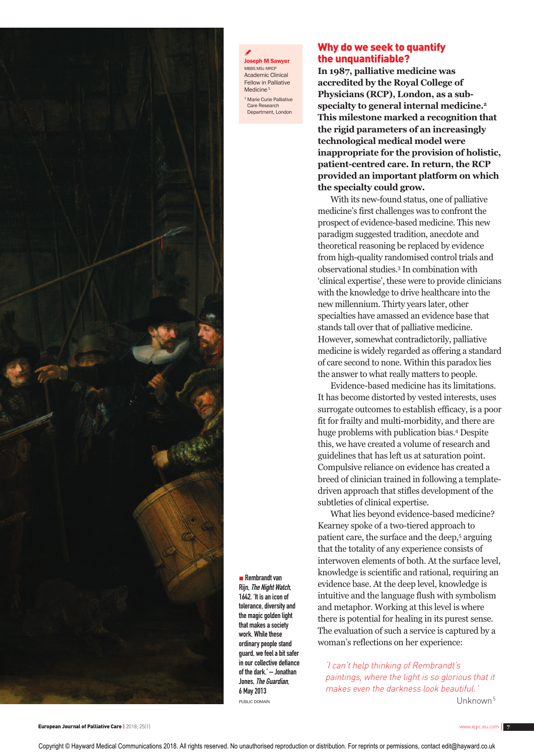**Joseph M Sawyer**
MBBS MSc MRCP
Academic Clinical Fellow in Palliative Medicine[1]

[1] Marie Curie Palliative Care Research Department, London

## Why do we seek to quantify the unquantifiable?

**In 1987, palliative medicine was accredited by the Royal College of Physicians (RCP), London, as a sub-specialty to general internal medicine.[2] This milestone marked a recognition that the rigid parameters of an increasingly technological medical model were inappropriate for the provision of holistic, patient-centred care. In return, the RCP provided an important platform on which the specialty could grow.**

With its new-found status, one of palliative medicine's first challenges was to confront the prospect of evidence-based medicine. This new paradigm suggested tradition, anecdote and theoretical reasoning be replaced by evidence from high-quality randomised control trials and observational studies.[3] In combination with 'clinical expertise', these were to provide clinicians with the knowledge to drive healthcare into the new millennium. Thirty years later, other specialties have amassed an evidence base that stands tall over that of palliative medicine. However, somewhat contradictorily, palliative medicine is widely regarded as offering a standard of care second to none. Within this paradox lies the answer to what really matters to people.

Evidence-based medicine has its limitations. It has become distorted by vested interests, uses surrogate outcomes to establish efficacy, is a poor fit for frailty and multi-morbidity, and there are huge problems with publication bias.[4] Despite this, we have created a volume of research and guidelines that has left us at saturation point. Compulsive reliance on evidence has created a breed of clinician trained in following a template-driven approach that stifles development of the subtleties of clinical expertise.

What lies beyond evidence-based medicine? Kearney spoke of a two-tiered approach to patient care, the surface and the deep,[5] arguing that the totality of any experience consists of interwoven elements of both. At the surface level, knowledge is scientific and rational, requiring an evidence base. At the deep level, knowledge is intuitive and the language flush with symbolism and metaphor. Working at this level is where there is potential for healing in its purest sense. The evaluation of such a service is captured by a woman's reflections on her experience:

> *'I can't help thinking of Rembrandt's paintings, where the light is so glorious that it makes even the darkness look beautiful.'*
>
> Unknown[5]

■ Rembrandt van Rijn, *The Night Watch*, 1642. 'It is an icon of tolerance, diversity and the magic golden light that makes a society work. While these ordinary people stand guard, we feel a bit safer in our collective defiance of the dark.' – Jonathan Jones, *The Guardian*, 6 May 2013

PUBLIC DOMAIN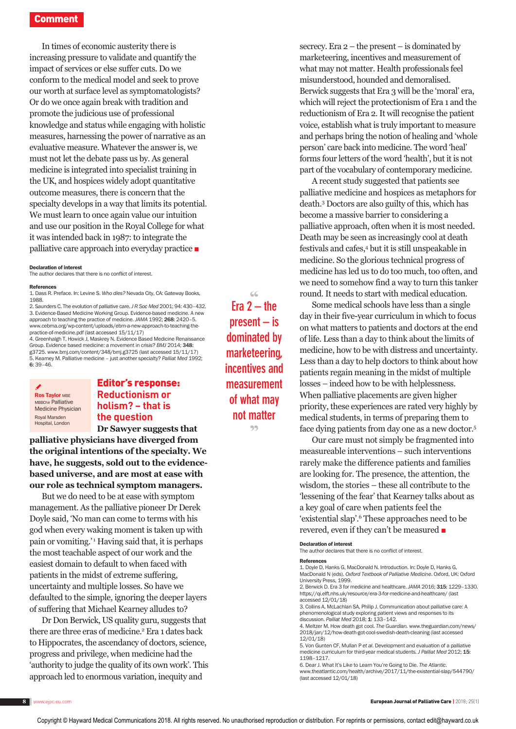In times of economic austerity there is increasing pressure to validate and quantify the impact of services or else suffer cuts. Do we conform to the medical model and seek to prove our worth at surface level as symptomatologists? Or do we once again break with tradition and promote the judicious use of professional knowledge and status while engaging with holistic measures, harnessing the power of narrative as an evaluative measure. Whatever the answer is, we must not let the debate pass us by. As general medicine is integrated into specialist training in the UK, and hospices widely adopt quantitative outcome measures, there is concern that the specialty develops in a way that limits its potential. We must learn to once again value our intuition and use our position in the Royal College for what it was intended back in 1987: to integrate the palliative care approach into everyday practice ■

**Declaration of interest**
The author declares that there is no conflict of interest.

**References**

1. Dass R. Preface. In: Levine S. *Who dies?* Nevada City, CA: Gateway Books, 1988.
2. Saunders C. The evolution of palliative care. *J R Soc Med* 2001; 94: 430–432.
3. Evidence-Based Medicine Working Group. Evidence-based medicine. A new approach to teaching the practice of medicine. *JAMA* 1992; **268**: 2420–5. www.cebma.org/wp-content/uploads/ebm-a-new-approach-to-teaching-the-practice-of-medicine.pdf (last accessed 15/11/17)
4. Greenhalgh T, Howick J, Maskrey N. Evidence Based Medicine Renaissance Group. Evidence based medicine: a movement in crisis? *BMJ* 2014; **348**: g3725. www.bmj.com/content/348/bmj.g3725 (last accessed 15/11/17)
5. Kearney M. Palliative medicine – just another specialty? *Palliat Med* 1992; **6**: 39–46.

## Editor's response: Reductionism or holism? – that is the question

**Ros Taylor** MBE MBBChir Palliative Medicine Physician
Royal Marsden Hospital, London

**Dr Sawyer suggests that palliative physicians have diverged from the original intentions of the specialty. We have, he suggests, sold out to the evidence-based universe, and are most at ease with our role as technical symptom managers.**

But we do need to be at ease with symptom management. As the palliative pioneer Dr Derek Doyle said, 'No man can come to terms with his god when every waking moment is taken up with pain or vomiting.'[1] Having said that, it is perhaps the most teachable aspect of our work and the easiest domain to default to when faced with patients in the midst of extreme suffering, uncertainty and multiple losses. So have we defaulted to the simple, ignoring the deeper layers of suffering that Michael Kearney alludes to?

Dr Don Berwick, US quality guru, suggests that there are three eras of medicine.[2] Era 1 dates back to Hippocrates, the ascendancy of doctors, science, progress and privilege, when medicine had the 'authority to judge the quality of its own work'. This approach led to enormous variation, inequity and secrecy. Era 2 – the present – is dominated by marketeering, incentives and measurement of what may not matter. Health professionals feel misunderstood, hounded and demoralised. Berwick suggests that Era 3 will be the 'moral' era, which will reject the protectionism of Era 1 and the reductionism of Era 2. It will recognise the patient voice, establish what is truly important to measure and perhaps bring the notion of healing and 'whole person' care back into medicine. The word 'heal' forms four letters of the word 'health', but it is not part of the vocabulary of contemporary medicine.

> "Era 2 – the present – is dominated by marketeering, incentives and measurement of what may not matter"

A recent study suggested that patients see palliative medicine and hospices as metaphors for death.[3] Doctors are also guilty of this, which has become a massive barrier to considering a palliative approach, often when it is most needed. Death may be seen as increasingly cool at death festivals and cafes,[4] but it is still unspeakable in medicine. So the glorious technical progress of medicine has led us to do too much, too often, and we need to somehow find a way to turn this tanker round. It needs to start with medical education.

Some medical schools have less than a single day in their five-year curriculum in which to focus on what matters to patients and doctors at the end of life. Less than a day to think about the limits of medicine, how to be with distress and uncertainty. Less than a day to help doctors to think about how patients regain meaning in the midst of multiple losses – indeed how to be with helplessness. When palliative placements are given higher priority, these experiences are rated very highly by medical students, in terms of preparing them to face dying patients from day one as a new doctor.[5]

Our care must not simply be fragmented into measureable interventions – such interventions rarely make the difference patients and families are looking for. The presence, the attention, the wisdom, the stories – these all contribute to the 'lessening of the fear' that Kearney talks about as a key goal of care when patients feel the 'existential slap'.[6] These approaches need to be revered, even if they can't be measured ■

**Declaration of interest**
The author declares that there is no conflict of interest.

**References**

1. Doyle D, Hanks G, MacDonald N. Introduction. In: Doyle D, Hanks G, MacDonald N (eds). *Oxford Textbook of Palliative Medicine*. Oxford, UK: Oxford University Press, 1999.
2. Berwick D. Era 3 for medicine and healthcare. *JAMA* 2016; **315**: 1229–1330. https://qi.elft.nhs.uk/resource/era-3-for-medicine-and-healthcare/ (last accessed 12/01/18)
3. Collins A, McLachlan SA, Philip J. Communication about palliative care: A phenomenological study exploring patient views and responses to its discussion. *Palliat Med* 2018; **1**: 133–142.
4. Meltzer M. How death got cool. *The Guardian*. www.theguardian.com/news/2018/jan/12/how-death-got-cool-swedish-death-cleaning (last accessed 12/01/18)
5. Von Gunten CF, Mullan P *et al*. Development and evaluation of a palliative medicine curriculum for third-year medical students. *J Palliat Med* 2012; **15**: 1198–1217.
6. Dear J. What It's Like to Learn You're Going to Die. *The Atlantic*. www.theatlantic.com/health/archive/2017/11/the-existential-slap/544790/ (last accessed 12/01/18)